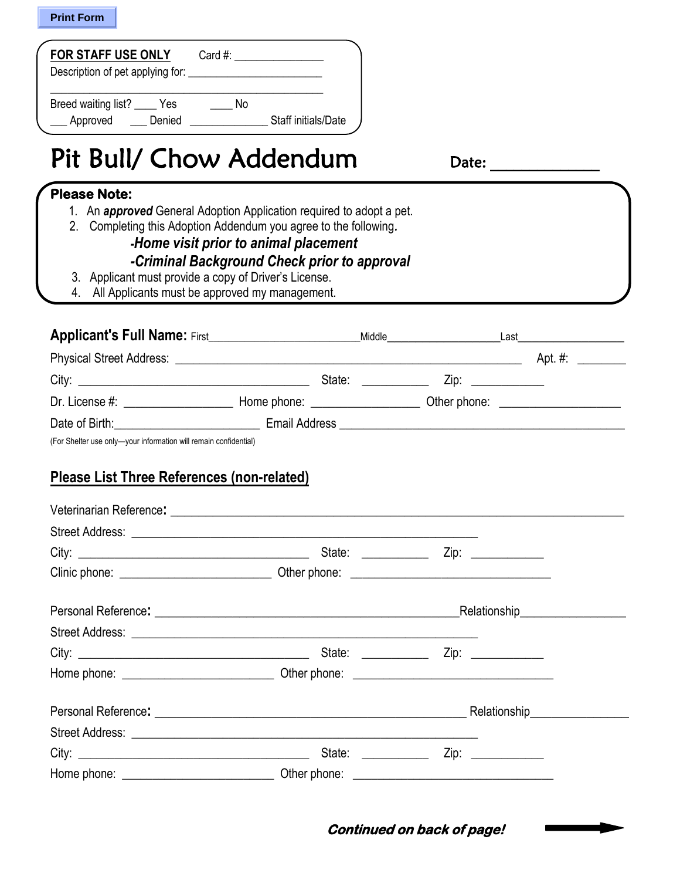Print Form

**FOR STAFF USE ONLY** Card #: _______________

Description of pet applying for: _______________________

_______________________________________________

Breed waiting list? ____ Yes ____ No

___ Approved ___ Denied _____________ Staff initials/Date

# Pit Bull/ Chow Addendum

**Date:** ____________

**Please Note:**

1. An ***approved*** General Adoption Application required to adopt a pet.
2. Completing this Adoption Addendum you agree to the following.
   - ***-Home visit prior to animal placement***
   - ***-Criminal Background Check prior to approval***
3. Applicant must provide a copy of Driver's License.
4. All Applicants must be approved my management.

**Applicant's Full Name:** First_________________________Middle__________________Last_________________

Physical Street Address: _______________________________________________________ Apt. #: _______

City: ____________________________________ State: __________ Zip: ___________

Dr. License #: ________________ Home phone: ________________ Other phone: ___________________

Date of Birth:______________________ Email Address ____________________________________________

(For Shelter use only—your information will remain confidential)

## Please List Three References (non-related)

Veterinarian Reference: _______________________________________________________________________

Street Address: _______________________________________________________

City: ____________________________________ State: __________ Zip: ___________

Clinic phone: _______________________ Other phone: _______________________________

Personal Reference: ________________________________________________Relationship________________

Street Address: _______________________________________________________

City: ____________________________________ State: __________ Zip: ___________

Home phone: _______________________ Other phone: _______________________________

Personal Reference: ________________________________________________ Relationship_______________

Street Address: _______________________________________________________

City: ____________________________________ State: __________ Zip: ___________

Home phone: _______________________ Other phone: _______________________________

***Continued on back of page!***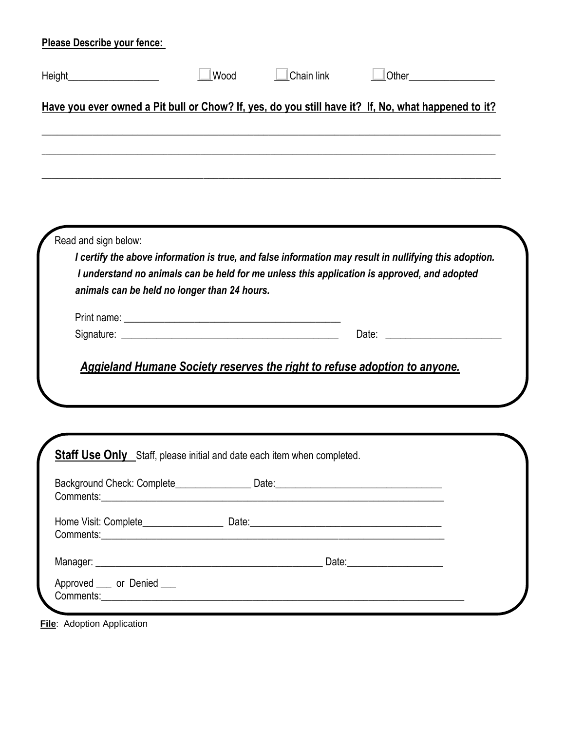**Please Describe your fence:**

Height__________________ ☐ Wood ☐ Chain link ☐ Other_________________

**Have you ever owned a Pit bull or Chow? If, yes, do you still have it? If, No, what happened to it?**

______________________________________________________________________________

______________________________________________________________________________

______________________________________________________________________________

Read and sign below:

***I certify the above information is true, and false information may result in nullifying this adoption. I understand no animals can be held for me unless this application is approved, and adopted animals can be held no longer than 24 hours.***

Print name: ___________________________________________

Signature: ___________________________________________ Date: ______________________

***Aggieland Humane Society reserves the right to refuse adoption to anyone.***

**Staff Use Only** Staff, please initial and date each item when completed.

Background Check: Complete_______________ Date:_________________________________
Comments:______________________________________________________________________

Home Visit: Complete________________ Date:______________________________________
Comments:______________________________________________________________________

Manager: _____________________________________________ Date:___________________

Approved ___ or Denied ___
Comments:_________________________________________________________________________

**File**: Adoption Application